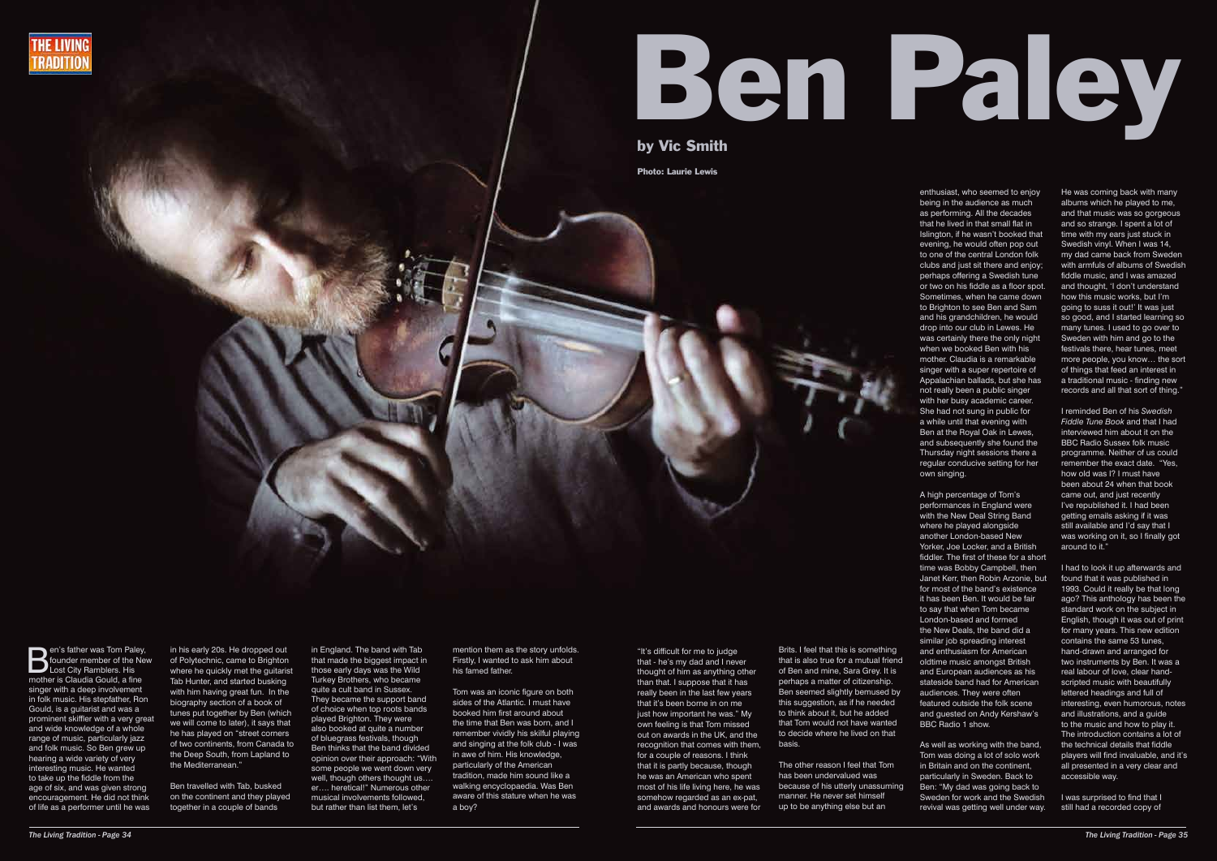# Ben Paley

**by Vic Smith**

**Photo: Laurie Lewis**

Ben's father was Tom Paley, founder member of the New Lost City Ramblers. His mother is Claudia Gould, a fine singer with a deep involvement in folk music. His stepfather, Ron Gould, is a guitarist and was a prominent skiffler with a very great and wide knowledge of a whole range of music, particularly jazz and folk music. So Ben grew up hearing a wide variety of very interesting music. He wanted to take up the fiddle from the age of six, and was given strong encouragement. He did not think of life as a performer until he was in his early 20s. He dropped out of Polytechnic, came to Brighton where he quickly met the guitarist Tab Hunter, and started busking with him having great fun. In the biography section of a book of tunes put together by Ben (which we will come to later), it says that he has played on "street corners of two continents, from Canada to the Deep South, from Lapland to the Mediterranean."

Ben travelled with Tab, busked on the continent and they played together in a couple of bands in England. The band with Tab that made the biggest impact in those early days was the Wild Turkey Brothers, who became quite a cult band in Sussex. They became the support band of choice when top roots bands played Brighton. They were also booked at quite a number of bluegrass festivals, though Ben thinks that the band divided opinion over their approach: "With some people we went down very well, though others thought us…. er…. heretical!" Numerous other musical involvements followed, but rather than list them, let's mention them as the story unfolds. Firstly, I wanted to ask him about his famed father.

Tom was an iconic figure on both sides of the Atlantic. I must have booked him first around about the time that Ben was born, and I remember vividly his skilful playing and singing at the folk club - I was in awe of him. His knowledge, particularly of the American tradition, made him sound like a walking encyclopaedia. Was Ben aware of this stature when he was a boy?

"It's difficult for me to judge that - he's my dad and I never thought of him as anything other than that. I suppose that it has really been in the last few years that it's been borne in on me just how important he was." My own feeling is that Tom missed out on awards in the UK, and the recognition that comes with them, for a couple of reasons. I think that it is partly because, though he was an American who spent most of his life living here, he was somehow regarded as an ex-pat, and awards and honours were for Brits. I feel that this is something that is also true for a mutual friend of Ben and mine, Sara Grey. It is perhaps a matter of citizenship. Ben seemed slightly bemused by this suggestion, as if he needed to think about it, but he added that Tom would not have wanted to decide where he lived on that basis.

The other reason I feel that Tom has been undervalued was because of his utterly unassuming manner. He never set himself up to be anything else but an enthusiast, who seemed to enjoy being in the audience as much as performing. All the decades that he lived in that small flat in Islington, if he wasn't booked that evening, he would often pop out to one of the central London folk clubs and just sit there and enjoy; perhaps offering a Swedish tune or two on his fiddle as a floor spot. Sometimes, when he came down to Brighton to see Ben and Sam and his grandchildren, he would drop into our club in Lewes. He was certainly there the only night when we booked Ben with his mother. Claudia is a remarkable singer with a super repertoire of Appalachian ballads, but she has not really been a public singer with her busy academic career. She had not sung in public for a while until that evening with Ben at the Royal Oak in Lewes, and subsequently she found the Thursday night sessions there a regular conducive setting for her own singing.

A high percentage of Tom's performances in England were with the New Deal String Band where he played alongside another London-based New Yorker, Joe Locker, and a British fiddler. The first of these for a short time was Bobby Campbell, then Janet Kerr, then Robin Arzonie, but for most of the band's existence it has been Ben. It would be fair to say that when Tom became London-based and formed the New Deals, the band did a similar job spreading interest and enthusiasm for American oldtime music amongst British and European audiences as his stateside band had for American audiences. They were often featured outside the folk scene and guested on Andy Kershaw's BBC Radio 1 show.

As well as working with the band, Tom was doing a lot of solo work in Britain and on the continent, particularly in Sweden. Back to Ben: "My dad was going back to Sweden for work and the Swedish revival was getting well under way. He was coming back with many albums which he played to me, and that music was so gorgeous and so strange. I spent a lot of time with my ears just stuck in Swedish vinyl. When I was 14, my dad came back from Sweden with armfuls of albums of Swedish fiddle music, and I was amazed and thought, 'I don't understand how this music works, but I'm going to suss it out!' It was just so good, and I started learning so many tunes. I used to go over to Sweden with him and go to the festivals there, hear tunes, meet more people, you know… the sort of things that feed an interest in a traditional music - finding new records and all that sort of thing."

I reminded Ben of his *Swedish Fiddle Tune Book* and that I had interviewed him about it on the BBC Radio Sussex folk music programme. Neither of us could remember the exact date. "Yes, how old was I? I must have been about 24 when that book came out, and just recently I've republished it. I had been getting emails asking if it was still available and I'd say that I was working on it, so I finally got around to it."

I had to look it up afterwards and found that it was published in 1993. Could it really be that long ago? This anthology has been the standard work on the subject in English, though it was out of print for many years. This new edition contains the same 53 tunes, hand-drawn and arranged for two instruments by Ben. It was a real labour of love, clear hand-scripted music with beautifully lettered headings and full of interesting, even humorous, notes and illustrations, and a guide to the music and how to play it. The introduction contains a lot of the technical details that fiddle players will find invaluable, and it's all presented in a very clear and accessible way.

I was surprised to find that I still had a recorded copy of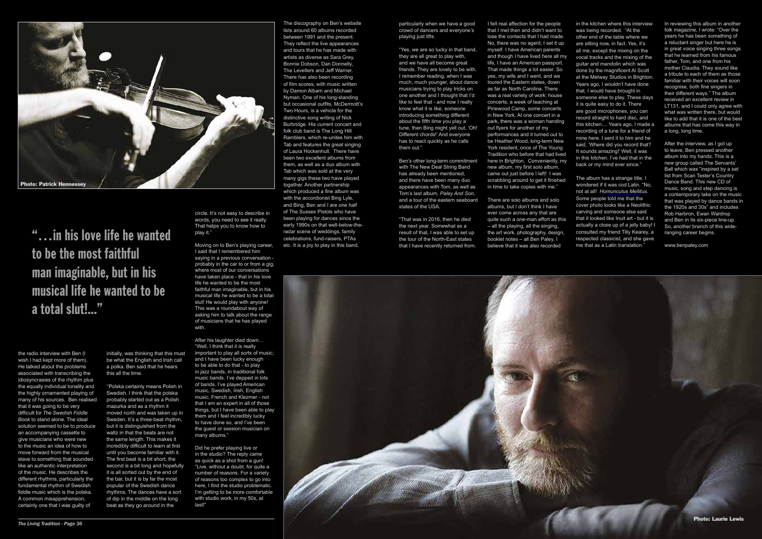Photo: Patrick Hennessey

**"…in his love life he wanted to be the most faithful man imaginable, but in his musical life he wanted to be a total slut!..."**

the radio interview with Ben (I wish I had kept more of them). He talked about the problems associated with transcribing the idiosyncrasies of the rhythm plus the equally individual tonality and the highly ornamented playing of many of his sources. Ben realised that it was going to be very difficult for *The Swedish Fiddle Book* to stand alone. The ideal solution seemed to be to produce an accompanying cassette to give musicians who were new to the music an idea of how to move forward from the musical stave to something that sounded like an authentic interpretation of the music. He describes the different rhythms, particularly the fundamental rhythm of Swedish fiddle music which is the polska. A common misapprehension, certainly one that I was guilty of initially, was thinking that this must be what the English and Irish call a polka. Ben said that he hears this all the time.

"Polska certainly means Polish in Swedish. I think that the polska probably started out as a Polish mazurka and as a rhythm it moved north and was taken up in Sweden. It's a three-beat rhythm, but it is distinguished from the waltz in that the beats are not the same length. This makes it incredibly difficult to learn at first until you become familiar with it. The first beat is a bit short, the second is a bit long and hopefully it is all sorted out by the end of the bar, but it is by far the most popular of the Swedish dance rhythms. The dances have a sort of dip in the middle on the long beat as they go around in the circle. It's not easy to describe in words, you need to see it really. That helps you to know how to play it."

Moving on to Ben's playing career, I said that I remembered him saying in a previous conversation - probably in the car to or from a gig, where most of our conversations have taken place - that in his love life he wanted to be the most faithful man imaginable, but in his musical life he wanted to be a total slut! He would play with anyone! This was a roundabout way of asking him to talk about the range of musicians that he has played with.

After his laughter died down… "Well, I think that it is really important to play all sorts of music; and I have been lucky enough to be able to do that - to play in jazz bands, in traditional folk music bands. I've depped in lots of bands. I've played American music, Swedish, Irish, English music, French and Klezmer - not that I am an expert in all of those things, but I have been able to play them and I feel incredibly lucky to have done so, and I've been the guest or session musician on many albums."

Did he prefer playing live or in the studio? The reply came as quick as a shot from a gun! "Live, without a doubt, for quite a number of reasons. For a variety of reasons too complex to go into here, I find the studio problematic. I'm getting to be more comfortable with studio work, in my 50s, at last!"

The discography on Ben's website lists around 60 albums recorded between 1991 and the present. They reflect the live appearances and tours that he has made with artists as diverse as Sara Grey, Bonnie Dobson, Dan Donnelly, The Levellers and Jeff Warner. There has also been recording of film scores, with music written by Damon Albarn and Michael Nyman. One of his long-standing but occasional outfits, McDermott's Two Hours, is a vehicle for the distinctive song writing of Nick Burbridge. His current concert and folk club band is The Long Hill Ramblers, which re-unites him with Tab and features the great singing of Laura Hockenhull. There have been two excellent albums from them, as well as a duo album with Tab which was sold at the very many gigs these two have played together. Another partnership which produced a fine album was with the accordionist Bing Lyle, and Bing, Ben and I are one half of The Sussex Pistols who have been playing for dances since the early 1990s on that well-below-the-radar scene of weddings, family celebrations, fund-raisers, PTAs etc. It is a joy to play in this band, particularly when we have a good crowd of dancers and everyone's playing just lifts.

"Yes, we are so lucky in that band, they are all great to play with, and we have all become great friends. They are lovely to be with. I remember reading, when I was much, much younger, about dance musicians trying to play tricks on one another and I thought that I'd like to feel that - and now I really know what it is like, someone introducing something different about the fifth time you play a tune, then Bing might yell out, 'Oh! Different chords!' And everyone has to react quickly as he calls them out."

Ben's other long-term commitment with The New Deal String Band has already been mentioned, and there have been many duo appearances with Tom, as well as Tom's last album, *Paley And Son*, and a tour of the eastern seaboard states of the USA.

"That was in 2016, then he died the next year. Somewhat as a result of that, I was able to set up the tour of the North-East states that I have recently returned from. I felt real affection for the people that I met then and didn't want to lose the contacts that I had made. No, there was no agent; I set it up myself. I have American parents and though I have lived here all my life, I have an American passport. That made things a lot easier. So yes, my wife and I went, and we toured the Eastern states, down as far as North Carolina. There was a real variety of work: house concerts, a week of teaching at Pinewood Camp, some concerts in New York. At one concert in a park, there was a woman handing out flyers for another of my performances and it turned out to be Heather Wood, long-term New York resident, once of The Young Tradition who before that had lived here in Brighton. Conveniently, my new album, my first solo album, came out just before I left! I was scrabbling around to get it finished in time to take copies with me."

There are solo albums and solo albums, but I don't think I have ever come across any that are quite such a one-man effort as this – all the playing, all the singing, the art work, photography, design, booklet notes – all Ben Paley. I believe that it was also recorded in the kitchen where this interview was being recorded. "At the other end of the table where we are sitting now, in fact. Yes, it's all me, except the mixing on the vocal tracks and the mixing of the guitar and mandolin which was done by the magnificent Al Scott at the Metway Studios in Brighton. Years ago, I wouldn't have done that. I would have brought in someone else to play. These days it is quite easy to do it. There are good microphones, you can record straight to hard disc, and this kitchen.... Years ago, I made a recording of a tune for a friend of mine here. I sent it to him and he said, 'Where did you record that? It sounds amazing!' Well, it was in this kitchen. I've had that in the back or my mind ever since."

The album has a strange title. I wondered if it was cod Latin. "No, not at all! *Homunculus Mellitus*. Some people told me that the cover photo looks like a Neolithic carving and someone else said that it looked like Inuit art - but it is actually a close up of a jelly baby! I consulted my friend Tilly Kearey, a respected classicist, and she gave me that as a Latin translation."

In reviewing this album in another folk magazine, I wrote: "Over the years he has been something of a reluctant singer but here he is in great voice singing three songs that he learned from his famous father, Tom, and one from his mother Claudia. They sound like a tribute to each of them as those familiar with their voices will soon recognise, both fine singers in their different ways." The album received an excellent review in LT131, and I could only agree with what was written there, but would like to add that it is one of the best albums that has come this way in a long, long time.

After the interview, as I got up to leave, Ben pressed another album into my hands. This is a new group called The Servants' Ball which was "inspired by a set list from Scan Tester's Country Dance Band. This new CD of music, song and step dancing is a contemporary take on the music that was played by dance bands in the 1920s and 30s" and includes Rob Harbron, Ewan Wardrop and Ben in its six-piece line-up. So, another branch of this wide-ranging career begins.

www.benpaley.com

Photo: Laurie Lewis